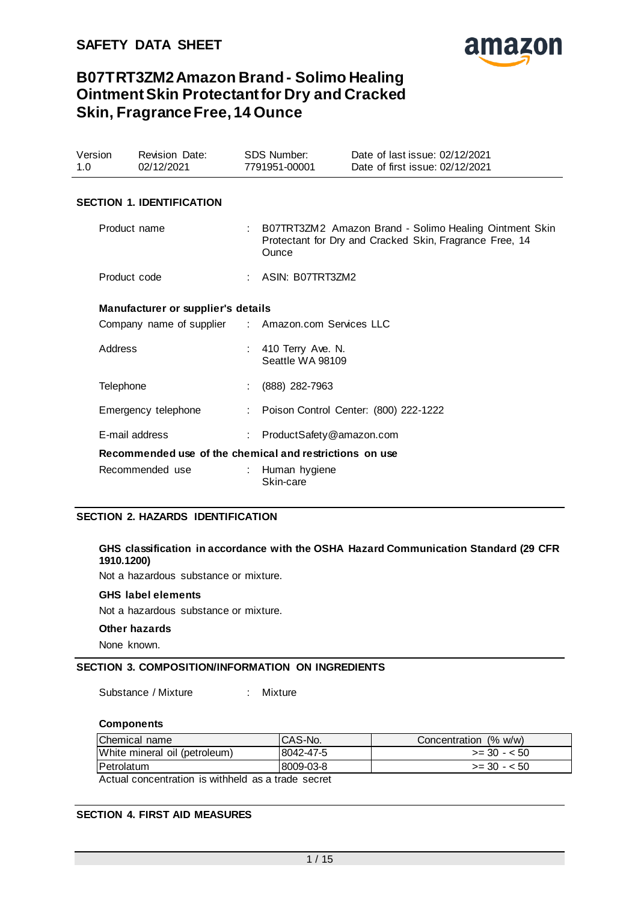# SAFETY DATA SHEET

## B07TRT3ZM2 Amazon Brand - Solimo Healing Ointment Skin Protectant for Dry and Cracked Skin, Fragrance Free, 14 Ounce

| Version | Revision Date: | SDS Number: | Date of last issue: 02/12/2021 |
|---|---|---|---|
| 1.0 | 02/12/2021 | 7791951-00001 | Date of first issue: 02/12/2021 |

## SECTION 1. IDENTIFICATION

Product name : B07TRT3ZM2 Amazon Brand - Solimo Healing Ointment Skin Protectant for Dry and Cracked Skin, Fragrance Free, 14 Ounce

Product code : ASIN: B07TRT3ZM2

**Manufacturer or supplier's details**

Company name of supplier : Amazon.com Services LLC

Address : 410 Terry Ave. N.
Seattle WA 98109

Telephone : (888) 282-7963

Emergency telephone : Poison Control Center: (800) 222-1222

E-mail address : ProductSafety@amazon.com

**Recommended use of the chemical and restrictions on use**

Recommended use : Human hygiene
Skin-care

## SECTION 2. HAZARDS IDENTIFICATION

**GHS classification in accordance with the OSHA Hazard Communication Standard (29 CFR 1910.1200)**

Not a hazardous substance or mixture.

**GHS label elements**

Not a hazardous substance or mixture.

**Other hazards**

None known.

## SECTION 3. COMPOSITION/INFORMATION ON INGREDIENTS

Substance / Mixture : Mixture

**Components**

| Chemical name | CAS-No. | Concentration (% w/w) |
|---|---|---|
| White mineral oil (petroleum) | 8042-47-5 | >= 30 - < 50 |
| Petrolatum | 8009-03-8 | >= 30 - < 50 |

Actual concentration is withheld as a trade secret

## SECTION 4. FIRST AID MEASURES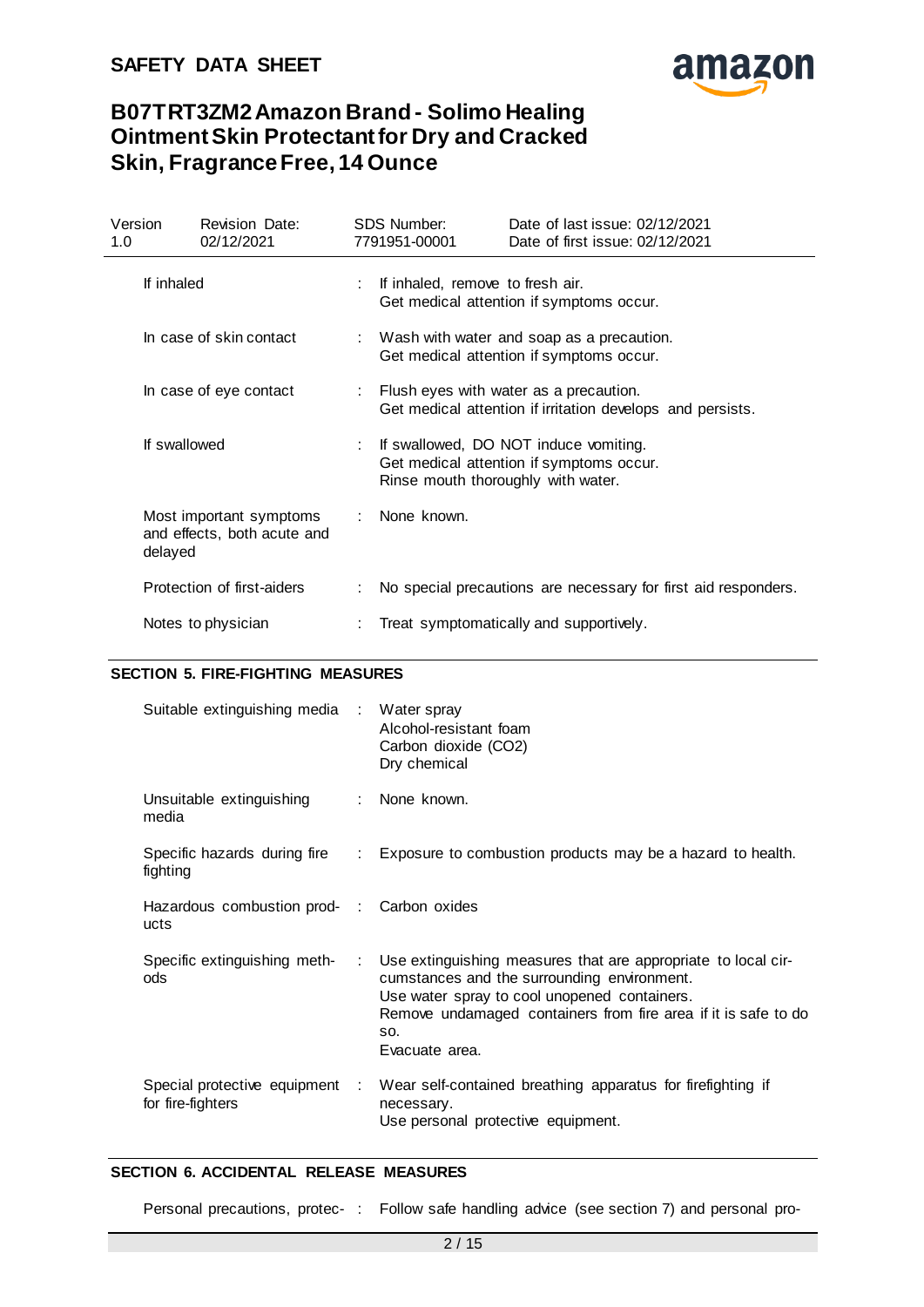| | | |
|---|---|---|
| If inhaled | : | If inhaled, remove to fresh air.<br>Get medical attention if symptoms occur. |
| In case of skin contact | : | Wash with water and soap as a precaution.<br>Get medical attention if symptoms occur. |
| In case of eye contact | : | Flush eyes with water as a precaution.<br>Get medical attention if irritation develops and persists. |
| If swallowed | : | If swallowed, DO NOT induce vomiting.<br>Get medical attention if symptoms occur.<br>Rinse mouth thoroughly with water. |
| Most important symptoms and effects, both acute and delayed | : | None known. |
| Protection of first-aiders | : | No special precautions are necessary for first aid responders. |
| Notes to physician | : | Treat symptomatically and supportively. |

## SECTION 5. FIRE-FIGHTING MEASURES

| | | |
|---|---|---|
| Suitable extinguishing media | : | Water spray<br>Alcohol-resistant foam<br>Carbon dioxide ($CO_2$)<br>Dry chemical |
| Unsuitable extinguishing media | : | None known. |
| Specific hazards during fire fighting | : | Exposure to combustion products may be a hazard to health. |
| Hazardous combustion products | : | Carbon oxides |
| Specific extinguishing methods | : | Use extinguishing measures that are appropriate to local circumstances and the surrounding environment.<br>Use water spray to cool unopened containers.<br>Remove undamaged containers from fire area if it is safe to do so.<br>Evacuate area. |
| Special protective equipment for fire-fighters | : | Wear self-contained breathing apparatus for firefighting if necessary.<br>Use personal protective equipment. |

## SECTION 6. ACCIDENTAL RELEASE MEASURES

| | | |
|---|---|---|
| Personal precautions, protec- | : | Follow safe handling advice (see section 7) and personal pro- |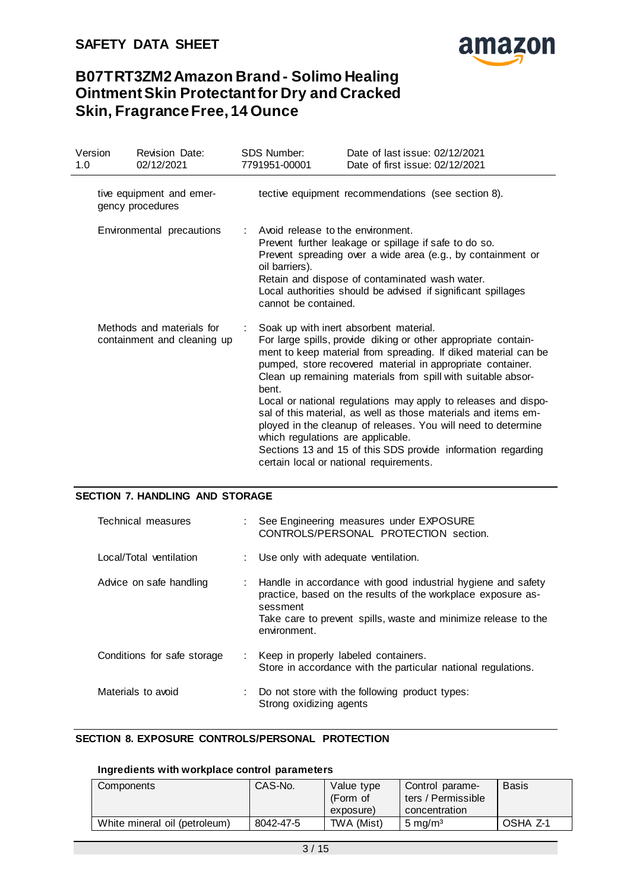| | | | |
|---|---|---|---|
| Version 1.0 | Revision Date: 02/12/2021 | SDS Number: 7791951-00001 | Date of last issue: 02/12/2021<br>Date of first issue: 02/12/2021 |

tive equipment and emergency procedures — tective equipment recommendations (see section 8).

Environmental precautions
: Avoid release to the environment.
Prevent further leakage or spillage if safe to do so.
Prevent spreading over a wide area (e.g., by containment or oil barriers).
Retain and dispose of contaminated wash water.
Local authorities should be advised if significant spillages cannot be contained.

Methods and materials for containment and cleaning up
: Soak up with inert absorbent material.
For large spills, provide diking or other appropriate containment to keep material from spreading. If diked material can be pumped, store recovered material in appropriate container.
Clean up remaining materials from spill with suitable absorbent.
Local or national regulations may apply to releases and disposal of this material, as well as those materials and items employed in the cleanup of releases. You will need to determine which regulations are applicable.
Sections 13 and 15 of this SDS provide information regarding certain local or national requirements.

## SECTION 7. HANDLING AND STORAGE

Technical measures
: See Engineering measures under EXPOSURE CONTROLS/PERSONAL PROTECTION section.

Local/Total ventilation
: Use only with adequate ventilation.

Advice on safe handling
: Handle in accordance with good industrial hygiene and safety practice, based on the results of the workplace exposure assessment
Take care to prevent spills, waste and minimize release to the environment.

Conditions for safe storage
: Keep in properly labeled containers.
Store in accordance with the particular national regulations.

Materials to avoid
: Do not store with the following product types:
Strong oxidizing agents

## SECTION 8. EXPOSURE CONTROLS/PERSONAL PROTECTION

### Ingredients with workplace control parameters

| Components | CAS-No. | Value type (Form of exposure) | Control parameters / Permissible concentration | Basis |
|---|---|---|---|---|
| White mineral oil (petroleum) | 8042-47-5 | TWA (Mist) | 5 mg/m³ | OSHA Z-1 |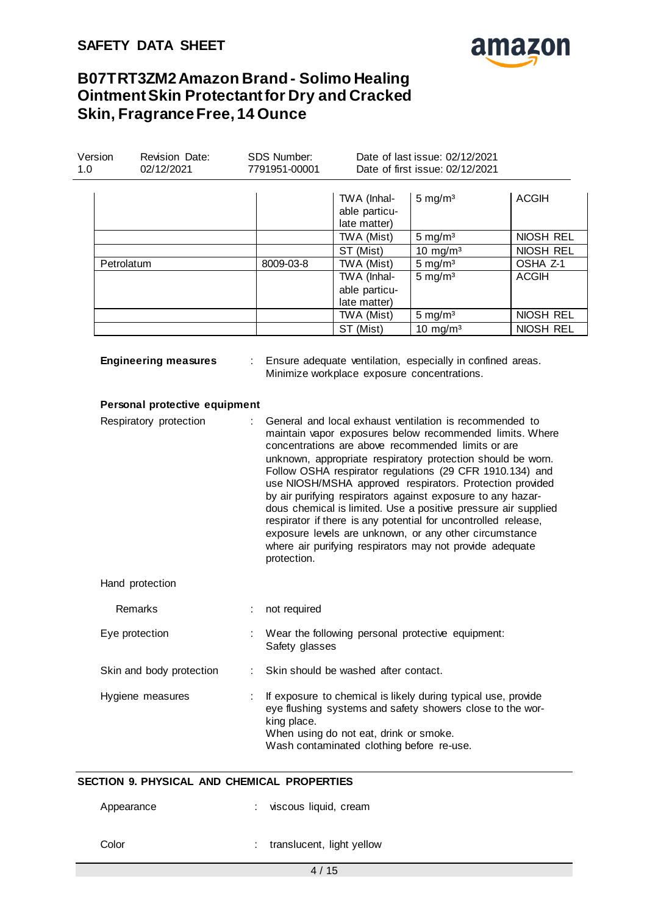| | | | | |
|---|---|---|---|---|
| | | TWA (Inhal-able particu-late matter) | 5 mg/m³ | ACGIH |
| | | TWA (Mist) | 5 mg/m³ | NIOSH REL |
| | | ST (Mist) | 10 mg/m³ | NIOSH REL |
| Petrolatum | 8009-03-8 | TWA (Mist) | 5 mg/m³ | OSHA Z-1 |
| | | TWA (Inhal-able particu-late matter) | 5 mg/m³ | ACGIH |
| | | TWA (Mist) | 5 mg/m³ | NIOSH REL |
| | | ST (Mist) | 10 mg/m³ | NIOSH REL |

**Engineering measures** : Ensure adequate ventilation, especially in confined areas. Minimize workplace exposure concentrations.

**Personal protective equipment**

Respiratory protection : General and local exhaust ventilation is recommended to maintain vapor exposures below recommended limits. Where concentrations are above recommended limits or are unknown, appropriate respiratory protection should be worn. Follow OSHA respirator regulations (29 CFR 1910.134) and use NIOSH/MSHA approved respirators. Protection provided by air purifying respirators against exposure to any hazardous chemical is limited. Use a positive pressure air supplied respirator if there is any potential for uncontrolled release, exposure levels are unknown, or any other circumstance where air purifying respirators may not provide adequate protection.

Hand protection

Remarks : not required

Eye protection : Wear the following personal protective equipment: Safety glasses

Skin and body protection : Skin should be washed after contact.

Hygiene measures : If exposure to chemical is likely during typical use, provide eye flushing systems and safety showers close to the working place.
When using do not eat, drink or smoke.
Wash contaminated clothing before re-use.

## SECTION 9. PHYSICAL AND CHEMICAL PROPERTIES

Appearance : viscous liquid, cream

Color : translucent, light yellow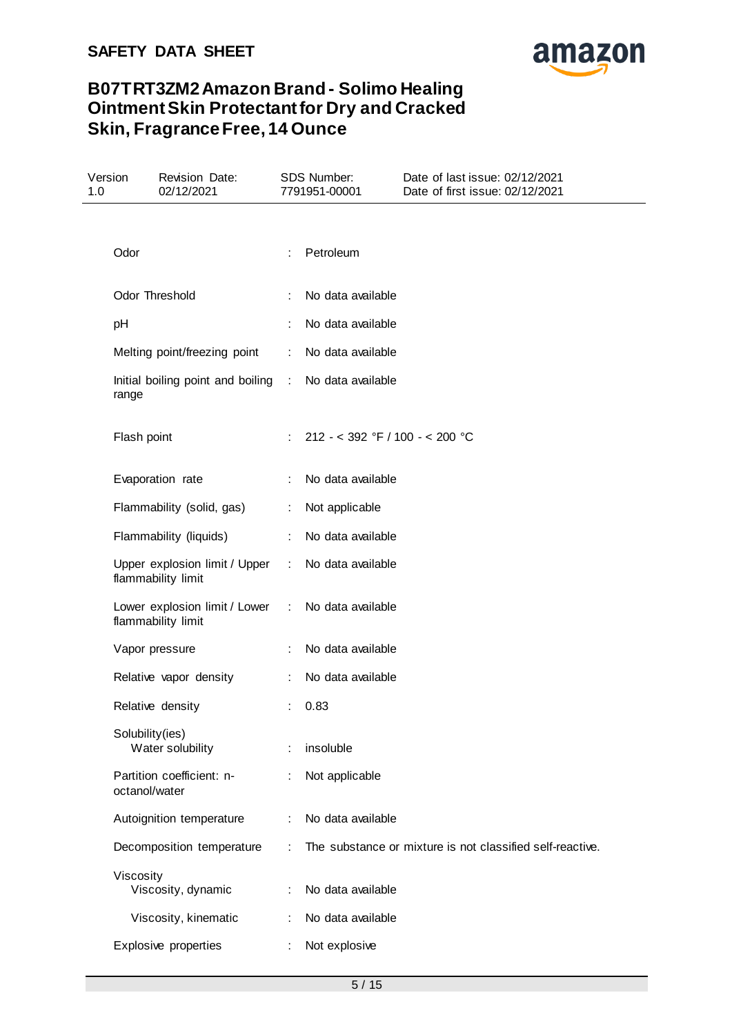| | | |
|---|---|---|
| Odor | : | Petroleum |
| Odor Threshold | : | No data available |
| pH | : | No data available |
| Melting point/freezing point | : | No data available |
| Initial boiling point and boiling range | : | No data available |
| Flash point | : | 212 - < 392 °F / 100 - < 200 °C |
| Evaporation rate | : | No data available |
| Flammability (solid, gas) | : | Not applicable |
| Flammability (liquids) | : | No data available |
| Upper explosion limit / Upper flammability limit | : | No data available |
| Lower explosion limit / Lower flammability limit | : | No data available |
| Vapor pressure | : | No data available |
| Relative vapor density | : | No data available |
| Relative density | : | 0.83 |
| Solubility(ies) | | |
| Water solubility | : | insoluble |
| Partition coefficient: n-octanol/water | : | Not applicable |
| Autoignition temperature | : | No data available |
| Decomposition temperature | : | The substance or mixture is not classified self-reactive. |
| Viscosity | | |
| Viscosity, dynamic | : | No data available |
| Viscosity, kinematic | : | No data available |
| Explosive properties | : | Not explosive |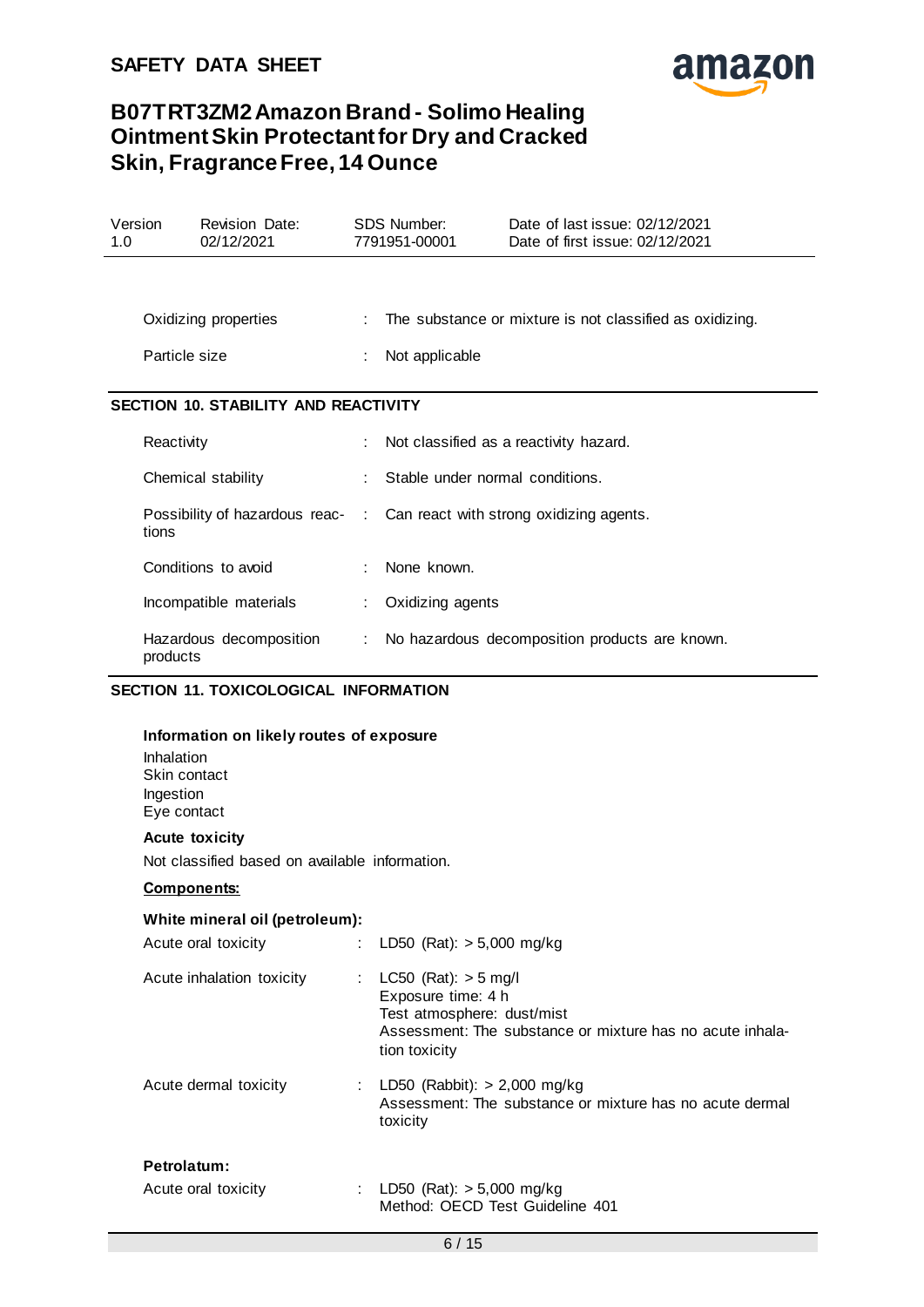| | | |
|---|---|---|
| Oxidizing properties | : | The substance or mixture is not classified as oxidizing. |
| Particle size | : | Not applicable |

## SECTION 10. STABILITY AND REACTIVITY

| | | |
|---|---|---|
| Reactivity | : | Not classified as a reactivity hazard. |
| Chemical stability | : | Stable under normal conditions. |
| Possibility of hazardous reactions | : | Can react with strong oxidizing agents. |
| Conditions to avoid | : | None known. |
| Incompatible materials | : | Oxidizing agents |
| Hazardous decomposition products | : | No hazardous decomposition products are known. |

## SECTION 11. TOXICOLOGICAL INFORMATION

**Information on likely routes of exposure**

Inhalation
Skin contact
Ingestion
Eye contact

**Acute toxicity**

Not classified based on available information.

**Components:**

**White mineral oil (petroleum):**

| | | |
|---|---|---|
| Acute oral toxicity | : | LD50 (Rat): > 5,000 mg/kg |
| Acute inhalation toxicity | : | LC50 (Rat): > 5 mg/l<br>Exposure time: 4 h<br>Test atmosphere: dust/mist<br>Assessment: The substance or mixture has no acute inhalation toxicity |
| Acute dermal toxicity | : | LD50 (Rabbit): > 2,000 mg/kg<br>Assessment: The substance or mixture has no acute dermal toxicity |

**Petrolatum:**

| | | |
|---|---|---|
| Acute oral toxicity | : | LD50 (Rat): > 5,000 mg/kg<br>Method: OECD Test Guideline 401 |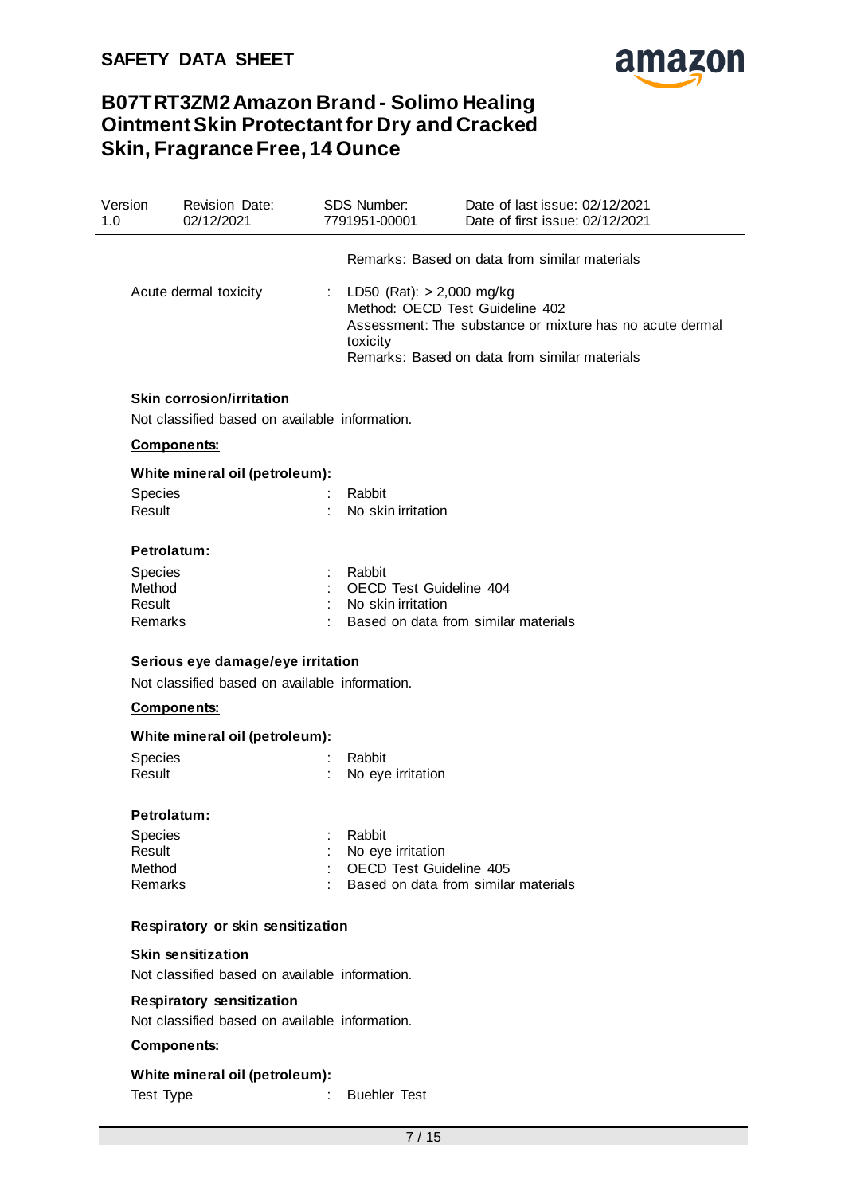Remarks: Based on data from similar materials

Acute dermal toxicity : LD50 (Rat): > 2,000 mg/kg
Method: OECD Test Guideline 402
Assessment: The substance or mixture has no acute dermal toxicity
Remarks: Based on data from similar materials

**Skin corrosion/irritation**

Not classified based on available information.

**Components:**

**White mineral oil (petroleum):**

| | | |
|---|---|---|
| Species | : | Rabbit |
| Result | : | No skin irritation |

**Petrolatum:**

| | | |
|---|---|---|
| Species | : | Rabbit |
| Method | : | OECD Test Guideline 404 |
| Result | : | No skin irritation |
| Remarks | : | Based on data from similar materials |

**Serious eye damage/eye irritation**

Not classified based on available information.

**Components:**

**White mineral oil (petroleum):**

| | | |
|---|---|---|
| Species | : | Rabbit |
| Result | : | No eye irritation |

**Petrolatum:**

| | | |
|---|---|---|
| Species | : | Rabbit |
| Result | : | No eye irritation |
| Method | : | OECD Test Guideline 405 |
| Remarks | : | Based on data from similar materials |

**Respiratory or skin sensitization**

**Skin sensitization**

Not classified based on available information.

**Respiratory sensitization**

Not classified based on available information.

**Components:**

**White mineral oil (petroleum):**

| | | |
|---|---|---|
| Test Type | : | Buehler Test |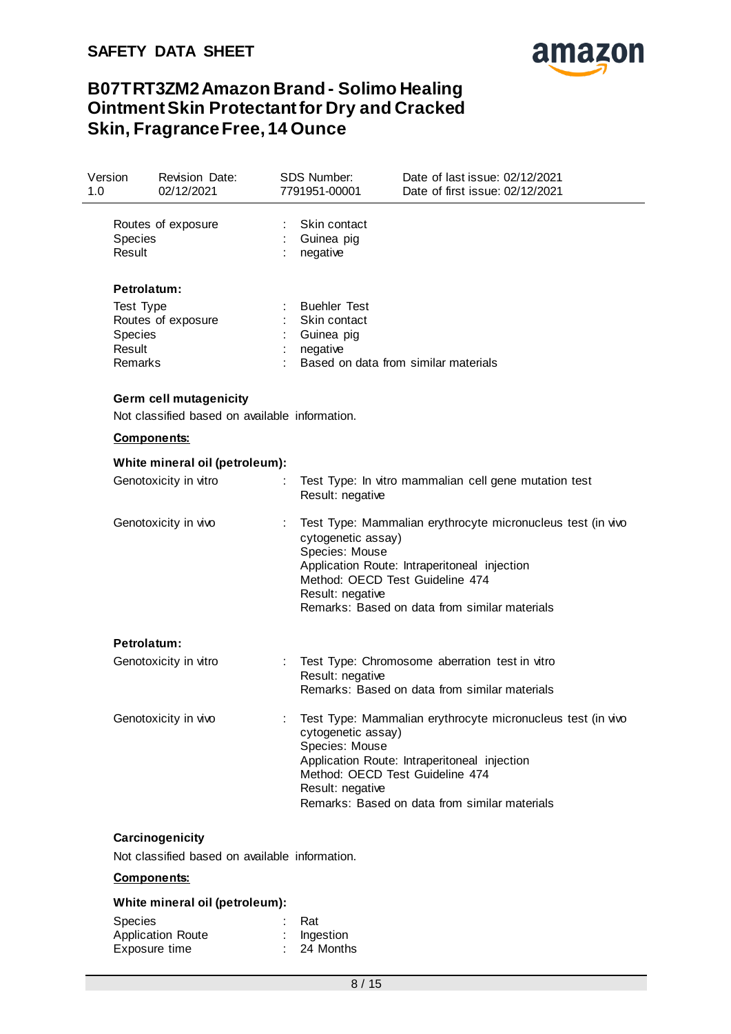Routes of exposure : Skin contact
Species : Guinea pig
Result : negative

**Petrolatum:**

Test Type : Buehler Test
Routes of exposure : Skin contact
Species : Guinea pig
Result : negative
Remarks : Based on data from similar materials

**Germ cell mutagenicity**

Not classified based on available information.

**Components:**

**White mineral oil (petroleum):**

Genotoxicity in vitro : Test Type: In vitro mammalian cell gene mutation test
Result: negative

Genotoxicity in vivo : Test Type: Mammalian erythrocyte micronucleus test (in vivo cytogenetic assay)
Species: Mouse
Application Route: Intraperitoneal injection
Method: OECD Test Guideline 474
Result: negative
Remarks: Based on data from similar materials

**Petrolatum:**

Genotoxicity in vitro : Test Type: Chromosome aberration test in vitro
Result: negative
Remarks: Based on data from similar materials

Genotoxicity in vivo : Test Type: Mammalian erythrocyte micronucleus test (in vivo cytogenetic assay)
Species: Mouse
Application Route: Intraperitoneal injection
Method: OECD Test Guideline 474
Result: negative
Remarks: Based on data from similar materials

**Carcinogenicity**

Not classified based on available information.

**Components:**

**White mineral oil (petroleum):**

Species : Rat
Application Route : Ingestion
Exposure time : 24 Months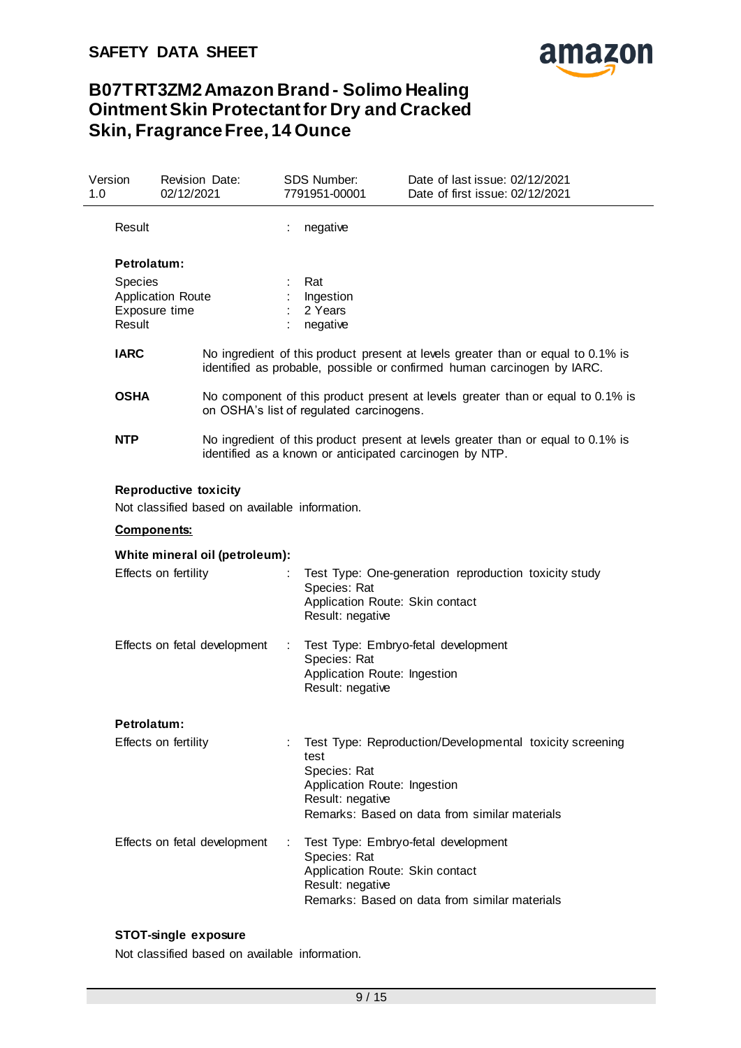Result : negative

**Petrolatum:**

Species : Rat
Application Route : Ingestion
Exposure time : 2 Years
Result : negative

**IARC** No ingredient of this product present at levels greater than or equal to 0.1% is identified as probable, possible or confirmed human carcinogen by IARC.

**OSHA** No component of this product present at levels greater than or equal to 0.1% is on OSHA's list of regulated carcinogens.

**NTP** No ingredient of this product present at levels greater than or equal to 0.1% is identified as a known or anticipated carcinogen by NTP.

**Reproductive toxicity**

Not classified based on available information.

**Components:**

**White mineral oil (petroleum):**

Effects on fertility : Test Type: One-generation reproduction toxicity study
Species: Rat
Application Route: Skin contact
Result: negative

Effects on fetal development : Test Type: Embryo-fetal development
Species: Rat
Application Route: Ingestion
Result: negative

**Petrolatum:**

Effects on fertility : Test Type: Reproduction/Developmental toxicity screening test
Species: Rat
Application Route: Ingestion
Result: negative
Remarks: Based on data from similar materials

Effects on fetal development : Test Type: Embryo-fetal development
Species: Rat
Application Route: Skin contact
Result: negative
Remarks: Based on data from similar materials

**STOT-single exposure**

Not classified based on available information.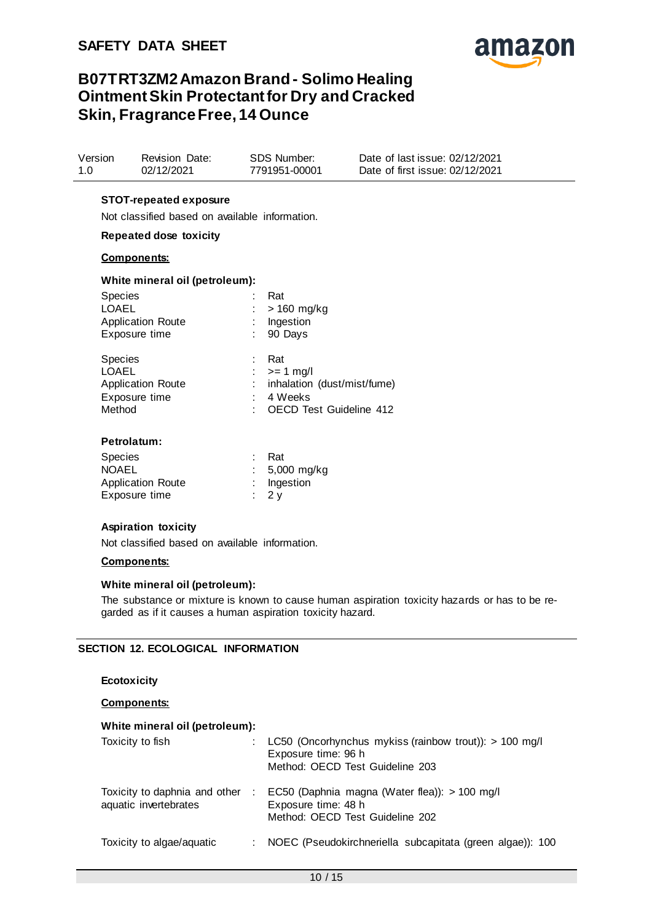**STOT-repeated exposure**

Not classified based on available information.

**Repeated dose toxicity**

**Components:**

**White mineral oil (petroleum):**

| | | |
|---|---|---|
| Species | : | Rat |
| LOAEL | : | > 160 mg/kg |
| Application Route | : | Ingestion |
| Exposure time | : | 90 Days |

| | | |
|---|---|---|
| Species | : | Rat |
| LOAEL | : | >= 1 mg/l |
| Application Route | : | inhalation (dust/mist/fume) |
| Exposure time | : | 4 Weeks |
| Method | : | OECD Test Guideline 412 |

**Petrolatum:**

| | | |
|---|---|---|
| Species | : | Rat |
| NOAEL | : | 5,000 mg/kg |
| Application Route | : | Ingestion |
| Exposure time | : | 2 y |

**Aspiration toxicity**

Not classified based on available information.

**Components:**

**White mineral oil (petroleum):**

The substance or mixture is known to cause human aspiration toxicity hazards or has to be regarded as if it causes a human aspiration toxicity hazard.

## SECTION 12. ECOLOGICAL INFORMATION

**Ecotoxicity**

**Components:**

**White mineral oil (petroleum):**

| | | |
|---|---|---|
| Toxicity to fish | : | LC50 (Oncorhynchus mykiss (rainbow trout)): > 100 mg/l<br>Exposure time: 96 h<br>Method: OECD Test Guideline 203 |
| Toxicity to daphnia and other aquatic invertebrates | : | EC50 (Daphnia magna (Water flea)): > 100 mg/l<br>Exposure time: 48 h<br>Method: OECD Test Guideline 202 |
| Toxicity to algae/aquatic | : | NOEC (Pseudokirchneriella subcapitata (green algae)): 100 |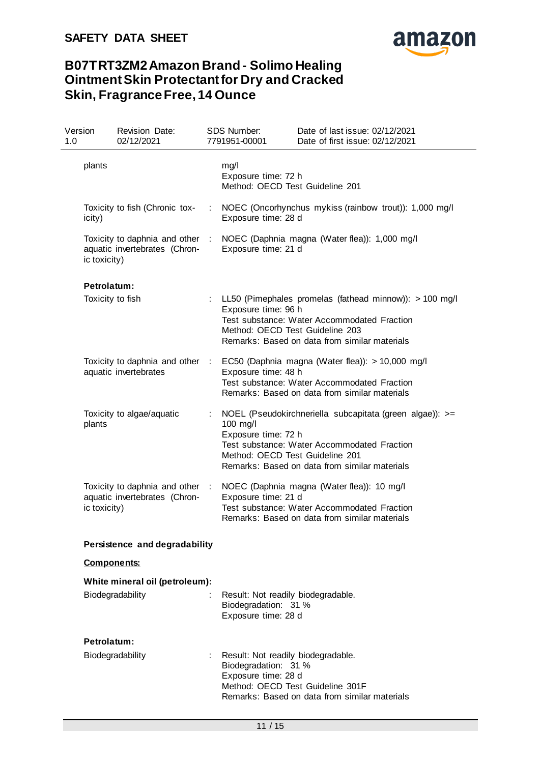| | | |
|---|---|---|
| plants | | mg/l<br>Exposure time: 72 h<br>Method: OECD Test Guideline 201 |
| Toxicity to fish (Chronic toxicity) | : | NOEC (Oncorhynchus mykiss (rainbow trout)): 1,000 mg/l<br>Exposure time: 28 d |
| Toxicity to daphnia and other aquatic invertebrates (Chronic toxicity) | : | NOEC (Daphnia magna (Water flea)): 1,000 mg/l<br>Exposure time: 21 d |

**Petrolatum:**

| | | |
|---|---|---|
| Toxicity to fish | : | LL50 (Pimephales promelas (fathead minnow)): > 100 mg/l<br>Exposure time: 96 h<br>Test substance: Water Accommodated Fraction<br>Method: OECD Test Guideline 203<br>Remarks: Based on data from similar materials |
| Toxicity to daphnia and other aquatic invertebrates | : | EC50 (Daphnia magna (Water flea)): > 10,000 mg/l<br>Exposure time: 48 h<br>Test substance: Water Accommodated Fraction<br>Remarks: Based on data from similar materials |
| Toxicity to algae/aquatic plants | : | NOEL (Pseudokirchneriella subcapitata (green algae)): >= 100 mg/l<br>Exposure time: 72 h<br>Test substance: Water Accommodated Fraction<br>Method: OECD Test Guideline 201<br>Remarks: Based on data from similar materials |
| Toxicity to daphnia and other aquatic invertebrates (Chronic toxicity) | : | NOEC (Daphnia magna (Water flea)): 10 mg/l<br>Exposure time: 21 d<br>Test substance: Water Accommodated Fraction<br>Remarks: Based on data from similar materials |

**Persistence and degradability**

**Components:**

**White mineral oil (petroleum):**

| | | |
|---|---|---|
| Biodegradability | : | Result: Not readily biodegradable.<br>Biodegradation: 31 %<br>Exposure time: 28 d |

**Petrolatum:**

| | | |
|---|---|---|
| Biodegradability | : | Result: Not readily biodegradable.<br>Biodegradation: 31 %<br>Exposure time: 28 d<br>Method: OECD Test Guideline 301F<br>Remarks: Based on data from similar materials |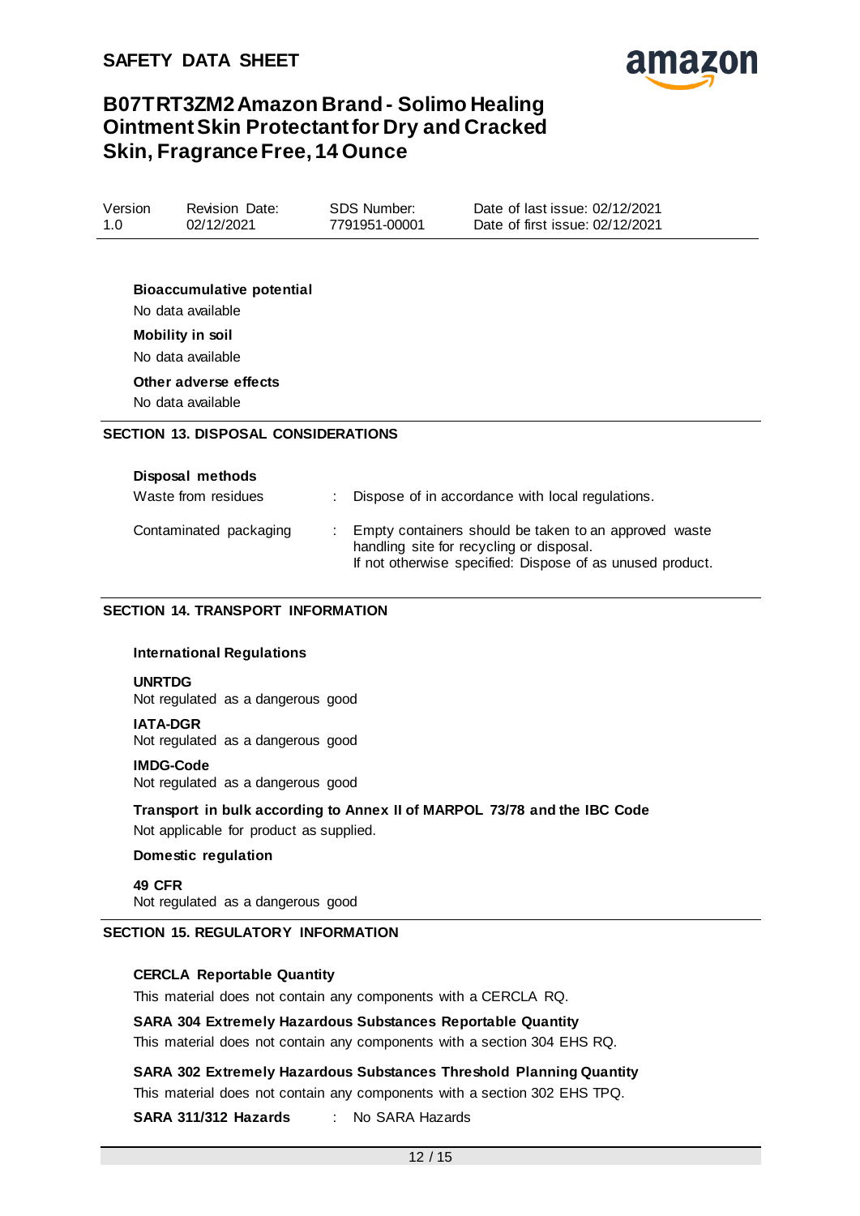**Bioaccumulative potential**

No data available

**Mobility in soil**

No data available

**Other adverse effects**

No data available

## SECTION 13. DISPOSAL CONSIDERATIONS

**Disposal methods**

| | |
|---|---|
| Waste from residues | : Dispose of in accordance with local regulations. |
| Contaminated packaging | : Empty containers should be taken to an approved waste handling site for recycling or disposal. If not otherwise specified: Dispose of as unused product. |

## SECTION 14. TRANSPORT INFORMATION

**International Regulations**

**UNRTDG**

Not regulated as a dangerous good

**IATA-DGR**

Not regulated as a dangerous good

**IMDG-Code**

Not regulated as a dangerous good

**Transport in bulk according to Annex II of MARPOL 73/78 and the IBC Code**

Not applicable for product as supplied.

**Domestic regulation**

**49 CFR**

Not regulated as a dangerous good

## SECTION 15. REGULATORY INFORMATION

**CERCLA Reportable Quantity**

This material does not contain any components with a CERCLA RQ.

**SARA 304 Extremely Hazardous Substances Reportable Quantity**

This material does not contain any components with a section 304 EHS RQ.

**SARA 302 Extremely Hazardous Substances Threshold Planning Quantity**

This material does not contain any components with a section 302 EHS TPQ.

**SARA 311/312 Hazards** : No SARA Hazards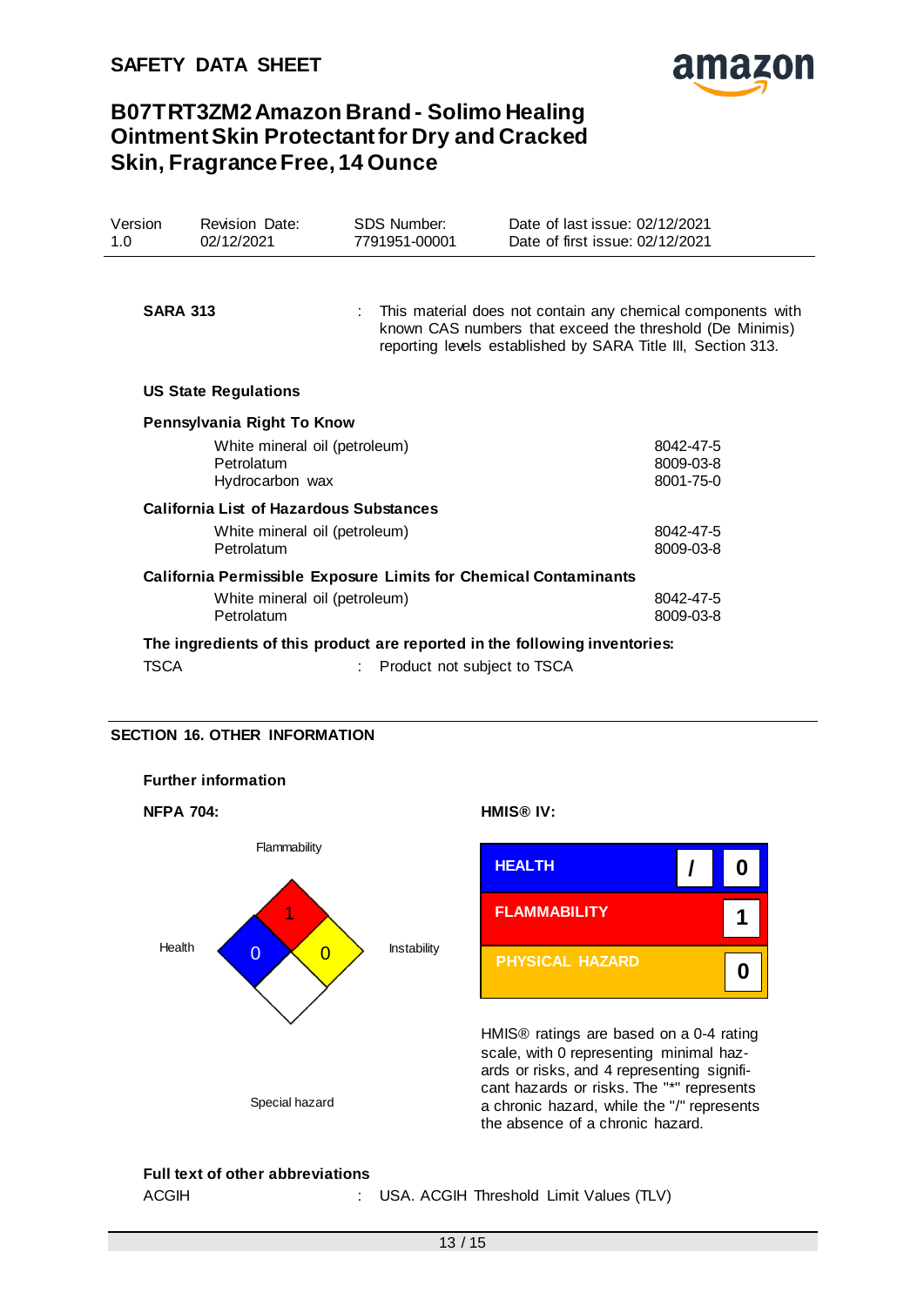**SARA 313** : This material does not contain any chemical components with known CAS numbers that exceed the threshold (De Minimis) reporting levels established by SARA Title III, Section 313.

**US State Regulations**

**Pennsylvania Right To Know**

| | |
|---|---|
| White mineral oil (petroleum) | 8042-47-5 |
| Petrolatum | 8009-03-8 |
| Hydrocarbon wax | 8001-75-0 |

**California List of Hazardous Substances**

| | |
|---|---|
| White mineral oil (petroleum) | 8042-47-5 |
| Petrolatum | 8009-03-8 |

**California Permissible Exposure Limits for Chemical Contaminants**

| | |
|---|---|
| White mineral oil (petroleum) | 8042-47-5 |
| Petrolatum | 8009-03-8 |

**The ingredients of this product are reported in the following inventories:**

TSCA : Product not subject to TSCA

## SECTION 16. OTHER INFORMATION

**Further information**

**NFPA 704:**

Flammability: 1
Health: 0
Instability: 0
Special hazard

**HMIS® IV:**

| | | |
|---|---|---|
| HEALTH | / | 0 |
| FLAMMABILITY | | 1 |
| PHYSICAL HAZARD | | 0 |

HMIS® ratings are based on a 0-4 rating scale, with 0 representing minimal hazards or risks, and 4 representing significant hazards or risks. The "*" represents a chronic hazard, while the "/" represents the absence of a chronic hazard.

**Full text of other abbreviations**

ACGIH : USA. ACGIH Threshold Limit Values (TLV)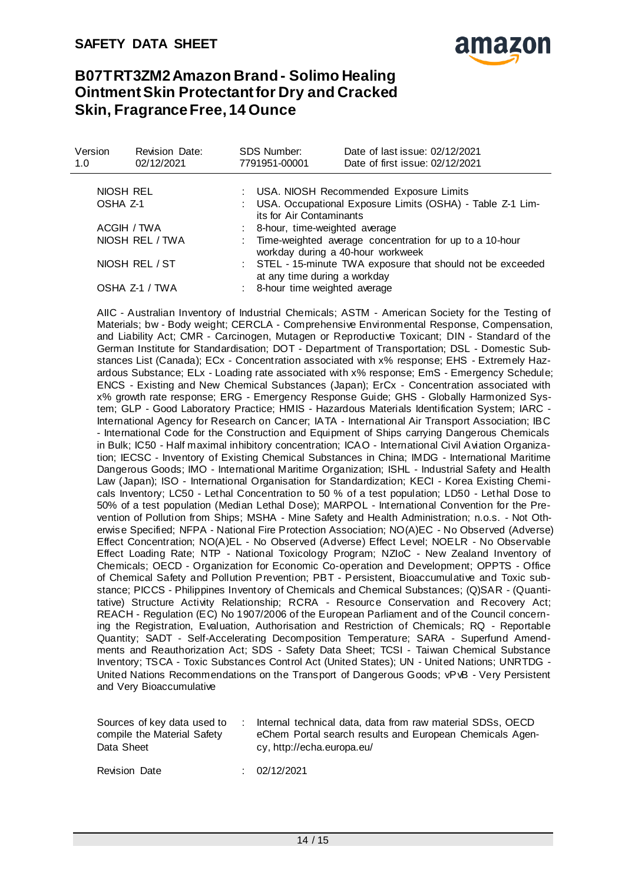| | | |
|---|---|---|
| NIOSH REL | : | USA. NIOSH Recommended Exposure Limits |
| OSHA Z-1 | : | USA. Occupational Exposure Limits (OSHA) - Table Z-1 Limits for Air Contaminants |
| ACGIH / TWA | : | 8-hour, time-weighted average |
| NIOSH REL / TWA | : | Time-weighted average concentration for up to a 10-hour workday during a 40-hour workweek |
| NIOSH REL / ST | : | STEL - 15-minute TWA exposure that should not be exceeded at any time during a workday |
| OSHA Z-1 / TWA | : | 8-hour time weighted average |

AIIC - Australian Inventory of Industrial Chemicals; ASTM - American Society for the Testing of Materials; bw - Body weight; CERCLA - Comprehensive Environmental Response, Compensation, and Liability Act; CMR - Carcinogen, Mutagen or Reproductive Toxicant; DIN - Standard of the German Institute for Standardisation; DOT - Department of Transportation; DSL - Domestic Substances List (Canada); ECx - Concentration associated with x% response; EHS - Extremely Hazardous Substance; ELx - Loading rate associated with x% response; EmS - Emergency Schedule; ENCS - Existing and New Chemical Substances (Japan); ErCx - Concentration associated with x% growth rate response; ERG - Emergency Response Guide; GHS - Globally Harmonized System; GLP - Good Laboratory Practice; HMIS - Hazardous Materials Identification System; IARC - International Agency for Research on Cancer; IATA - International Air Transport Association; IBC - International Code for the Construction and Equipment of Ships carrying Dangerous Chemicals in Bulk; IC50 - Half maximal inhibitory concentration; ICAO - International Civil Aviation Organization; IECSC - Inventory of Existing Chemical Substances in China; IMDG - International Maritime Dangerous Goods; IMO - International Maritime Organization; ISHL - Industrial Safety and Health Law (Japan); ISO - International Organisation for Standardization; KECI - Korea Existing Chemicals Inventory; LC50 - Lethal Concentration to 50 % of a test population; LD50 - Lethal Dose to 50% of a test population (Median Lethal Dose); MARPOL - International Convention for the Prevention of Pollution from Ships; MSHA - Mine Safety and Health Administration; n.o.s. - Not Otherwise Specified; NFPA - National Fire Protection Association; NO(A)EC - No Observed (Adverse) Effect Concentration; NO(A)EL - No Observed (Adverse) Effect Level; NOELR - No Observable Effect Loading Rate; NTP - National Toxicology Program; NZIoC - New Zealand Inventory of Chemicals; OECD - Organization for Economic Co-operation and Development; OPPTS - Office of Chemical Safety and Pollution Prevention; PBT - Persistent, Bioaccumulative and Toxic substance; PICCS - Philippines Inventory of Chemicals and Chemical Substances; (Q)SAR - (Quantitative) Structure Activity Relationship; RCRA - Resource Conservation and Recovery Act; REACH - Regulation (EC) No 1907/2006 of the European Parliament and of the Council concerning the Registration, Evaluation, Authorisation and Restriction of Chemicals; RQ - Reportable Quantity; SADT - Self-Accelerating Decomposition Temperature; SARA - Superfund Amendments and Reauthorization Act; SDS - Safety Data Sheet; TCSI - Taiwan Chemical Substance Inventory; TSCA - Toxic Substances Control Act (United States); UN - United Nations; UNRTDG - United Nations Recommendations on the Transport of Dangerous Goods; vPvB - Very Persistent and Very Bioaccumulative

| | | |
|---|---|---|
| Sources of key data used to compile the Material Safety Data Sheet | : | Internal technical data, data from raw material SDSs, OECD eChem Portal search results and European Chemicals Agency, http://echa.europa.eu/ |
| Revision Date | : | 02/12/2021 |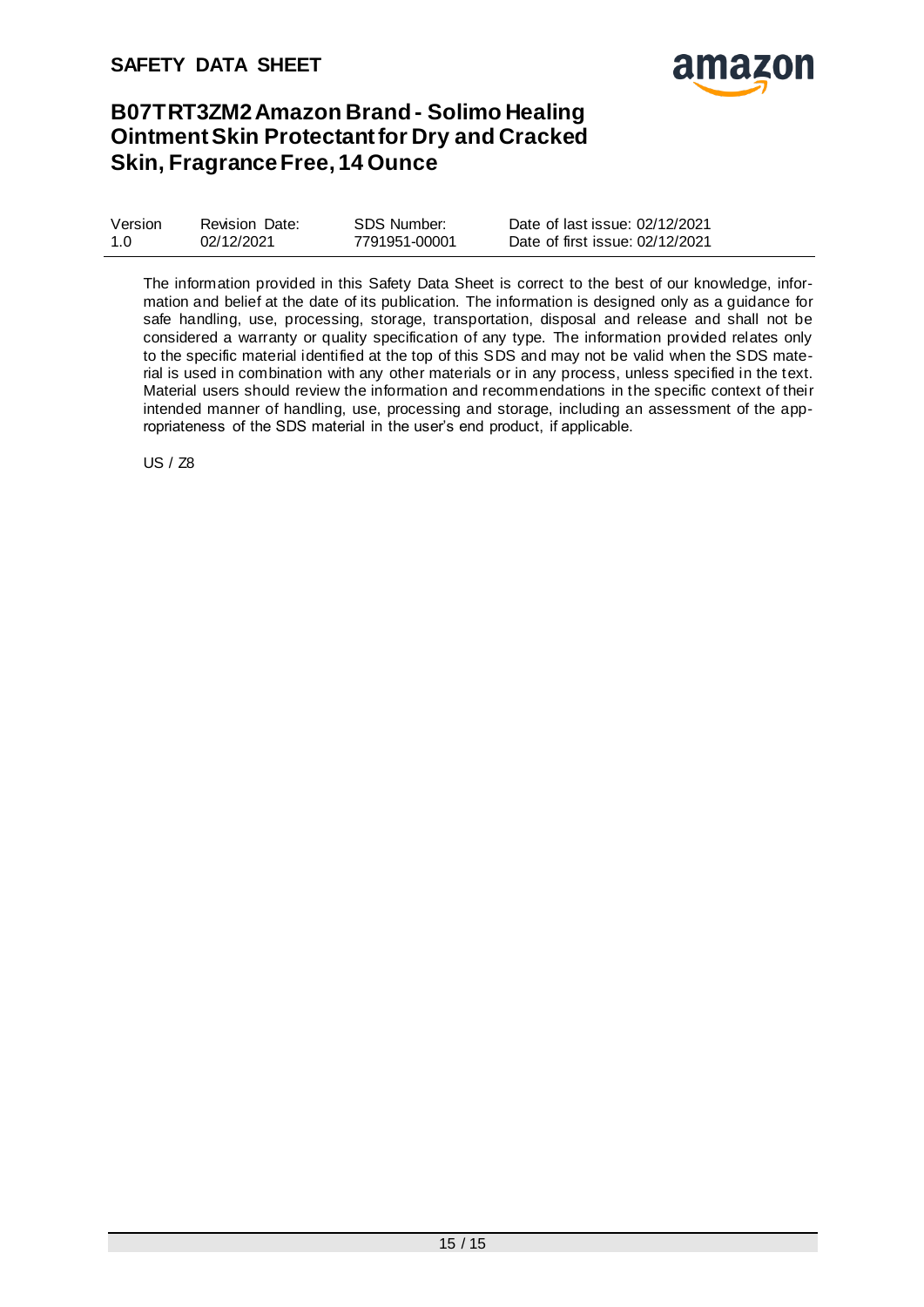The information provided in this Safety Data Sheet is correct to the best of our knowledge, information and belief at the date of its publication. The information is designed only as a guidance for safe handling, use, processing, storage, transportation, disposal and release and shall not be considered a warranty or quality specification of any type. The information provided relates only to the specific material identified at the top of this SDS and may not be valid when the SDS material is used in combination with any other materials or in any process, unless specified in the text. Material users should review the information and recommendations in the specific context of their intended manner of handling, use, processing and storage, including an assessment of the appropriateness of the SDS material in the user's end product, if applicable.

US / Z8